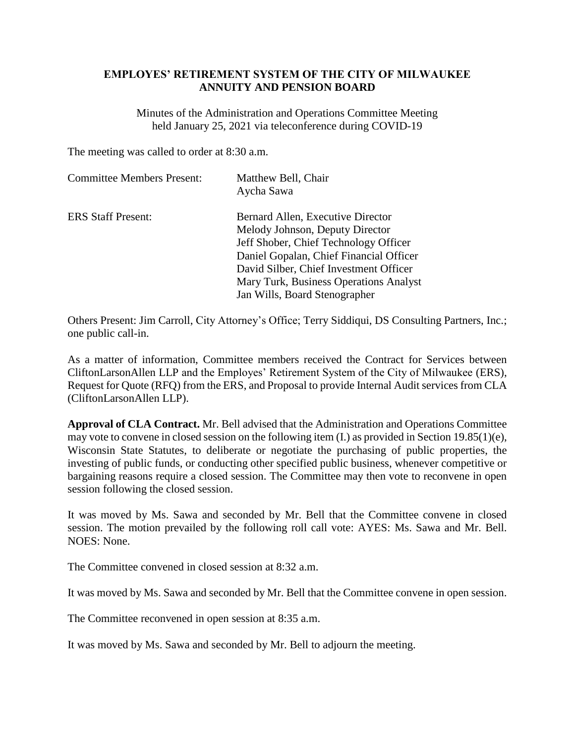# EMPLOYES' RETIREMENT SYSTEM OF THE CITY OF MILWAUKEE
## ANNUITY AND PENSION BOARD

Minutes of the Administration and Operations Committee Meeting
held January 25, 2021 via teleconference during COVID-19

The meeting was called to order at 8:30 a.m.

| | |
|---|---|
| Committee Members Present: | Matthew Bell, Chair<br>Aycha Sawa |
| ERS Staff Present: | Bernard Allen, Executive Director<br>Melody Johnson, Deputy Director<br>Jeff Shober, Chief Technology Officer<br>Daniel Gopalan, Chief Financial Officer<br>David Silber, Chief Investment Officer<br>Mary Turk, Business Operations Analyst<br>Jan Wills, Board Stenographer |

Others Present: Jim Carroll, City Attorney's Office; Terry Siddiqui, DS Consulting Partners, Inc.; one public call-in.

As a matter of information, Committee members received the Contract for Services between CliftonLarsonAllen LLP and the Employes' Retirement System of the City of Milwaukee (ERS), Request for Quote (RFQ) from the ERS, and Proposal to provide Internal Audit services from CLA (CliftonLarsonAllen LLP).

**Approval of CLA Contract.** Mr. Bell advised that the Administration and Operations Committee may vote to convene in closed session on the following item (I.) as provided in Section 19.85(1)(e), Wisconsin State Statutes, to deliberate or negotiate the purchasing of public properties, the investing of public funds, or conducting other specified public business, whenever competitive or bargaining reasons require a closed session. The Committee may then vote to reconvene in open session following the closed session.

It was moved by Ms. Sawa and seconded by Mr. Bell that the Committee convene in closed session. The motion prevailed by the following roll call vote: AYES: Ms. Sawa and Mr. Bell. NOES: None.

The Committee convened in closed session at 8:32 a.m.

It was moved by Ms. Sawa and seconded by Mr. Bell that the Committee convene in open session.

The Committee reconvened in open session at 8:35 a.m.

It was moved by Ms. Sawa and seconded by Mr. Bell to adjourn the meeting.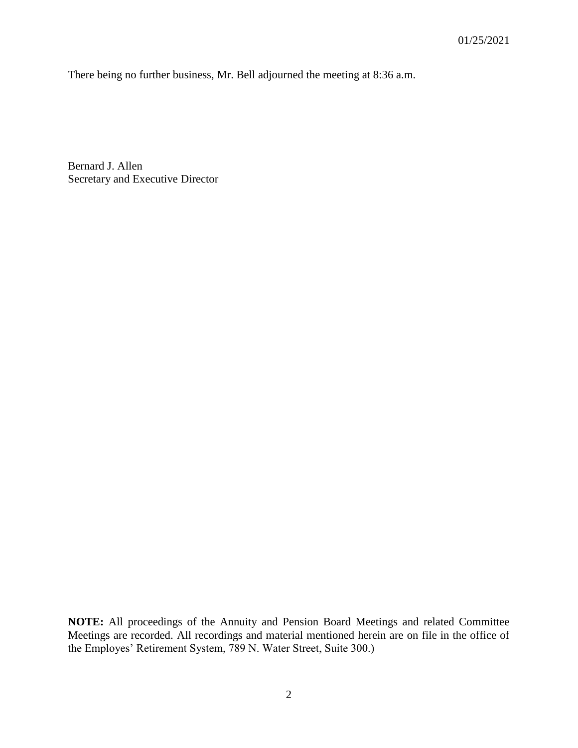There being no further business, Mr. Bell adjourned the meeting at 8:36 a.m.

Bernard J. Allen
Secretary and Executive Director

**NOTE:** All proceedings of the Annuity and Pension Board Meetings and related Committee Meetings are recorded. All recordings and material mentioned herein are on file in the office of the Employes' Retirement System, 789 N. Water Street, Suite 300.)